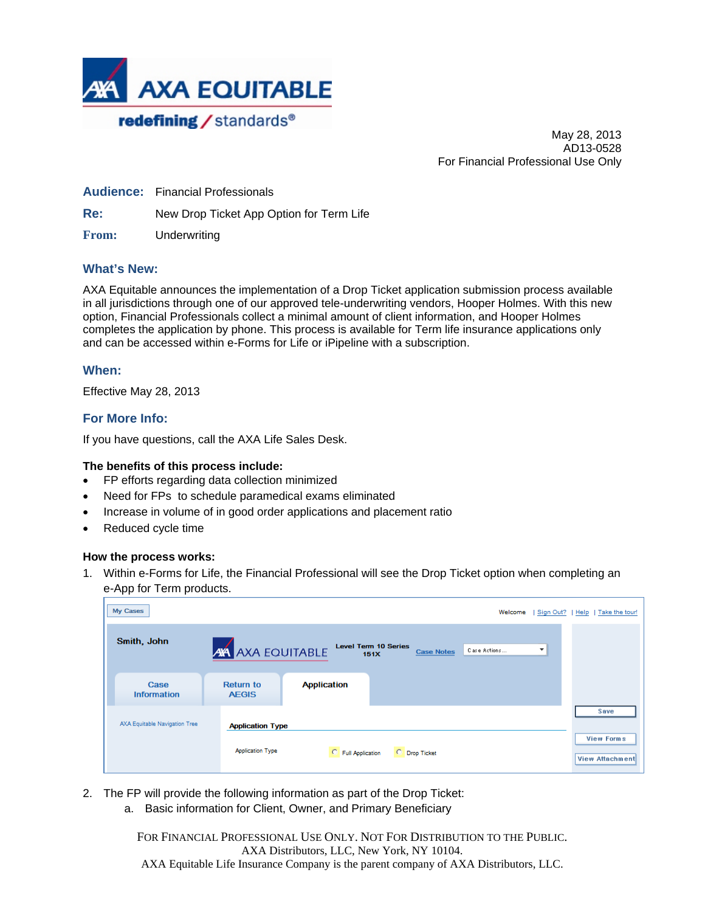AXA EQUITABLE
redefining / standards®

May 28, 2013
AD13-0528
For Financial Professional Use Only

**Audience:** Financial Professionals

**Re:** New Drop Ticket App Option for Term Life

**From:** Underwriting

## What's New:

AXA Equitable announces the implementation of a Drop Ticket application submission process available in all jurisdictions through one of our approved tele-underwriting vendors, Hooper Holmes. With this new option, Financial Professionals collect a minimal amount of client information, and Hooper Holmes completes the application by phone. This process is available for Term life insurance applications only and can be accessed within e-Forms for Life or iPipeline with a subscription.

## When:

Effective May 28, 2013

## For More Info:

If you have questions, call the AXA Life Sales Desk.

**The benefits of this process include:**

- FP efforts regarding data collection minimized
- Need for FPs to schedule paramedical exams eliminated
- Increase in volume of in good order applications and placement ratio
- Reduced cycle time

**How the process works:**

1. Within e-Forms for Life, the Financial Professional will see the Drop Ticket option when completing an e-App for Term products.

My Cases | Welcome | Sign Out? | Help | Take the tour!
Smith, John | AXA EQUITABLE | Level Term 10 Series 151X | Case Notes | Case Actions...
Case Information | Return to AEGIS | Application
AXA Equitable Navigation Tree | Application Type
Application Type ○ Full Application ○ Drop Ticket
Save | View Forms | View Attachment

2. The FP will provide the following information as part of the Drop Ticket:
   a. Basic information for Client, Owner, and Primary Beneficiary

FOR FINANCIAL PROFESSIONAL USE ONLY. NOT FOR DISTRIBUTION TO THE PUBLIC.
AXA Distributors, LLC, New York, NY 10104.
AXA Equitable Life Insurance Company is the parent company of AXA Distributors, LLC.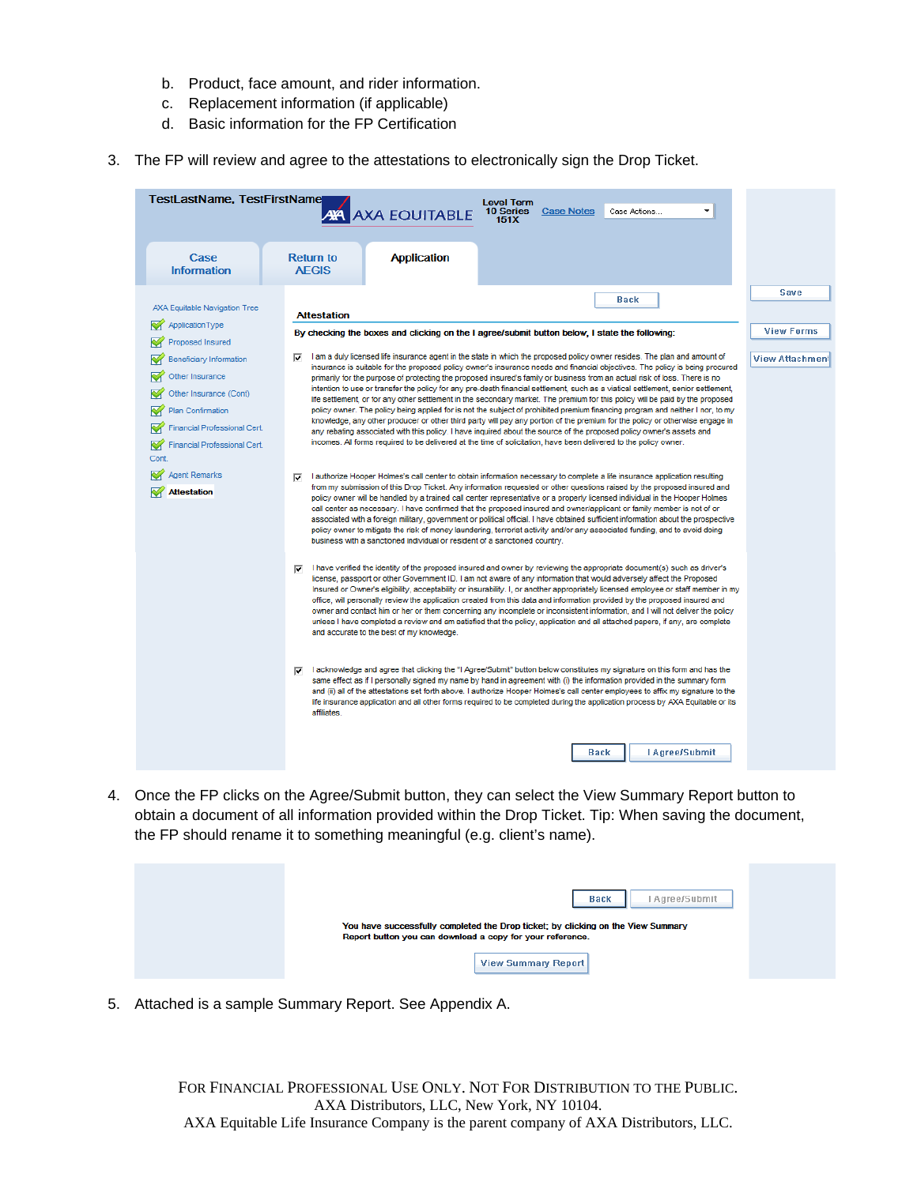b. Product, face amount, and rider information.
c. Replacement information (if applicable)
d. Basic information for the FP Certification

3. The FP will review and agree to the attestations to electronically sign the Drop Ticket.

TestLastName, TestFirstName | AXA EQUITABLE | Level Term 10 Series 151X | Case Notes | Case Actions...

Case Information | Return to AEGIS | Application

AXA Equitable Navigation Tree
- Application Type
- Proposed Insured
- Beneficiary Information
- Other Insurance
- Other Insurance (Cont)
- Plan Confirmation
- Financial Professional Cert.
- Financial Professional Cert. Cont.
- Agent Remarks
- **Attestation**

Back | Save | View Forms | View Attachment

**Attestation**

**By checking the boxes and clicking on the I agree/submit button below, I state the following:**

☑ I am a duly licensed life insurance agent in the state in which the proposed policy owner resides. The plan and amount of insurance is suitable for the proposed policy owner's insurance needs and financial objectives. The policy is being procured primarily for the purpose of protecting the proposed insured's family or business from an actual risk of loss. There is no intention to use or transfer the policy for any pre-death financial settlement, such as a viatical settlement, senior settlement, life settlement, or for any other settlement in the secondary market. The premium for this policy will be paid by the proposed policy owner. The policy being applied for is not the subject of prohibited premium financing program and neither I nor, to my knowledge, any other producer or other third party will pay any portion of the premium for the policy or otherwise engage in any rebating associated with this policy. I have inquired about the source of the proposed policy owner's assets and incomes. All forms required to be delivered at the time of solicitation, have been delivered to the policy owner.

☑ I authorize Hooper Holmes's call center to obtain information necessary to complete a life insurance application resulting from my submission of this Drop Ticket. Any information requested or other questions raised by the proposed insured and policy owner will be handled by a trained call center representative or a properly licensed individual in the Hooper Holmes call center as necessary. I have confirmed that the proposed insured and owner/applicant or family member is not of or associated with a foreign military, government or political official. I have obtained sufficient information about the prospective policy owner to mitigate the risk of money laundering, terrorist activity and/or any associated funding, and to avoid doing business with a sanctioned individual or resident of a sanctioned country.

☑ I have verified the identity of the proposed insured and owner by reviewing the appropriate document(s) such as driver's license, passport or other Government ID. I am not aware of any information that would adversely affect the Proposed Insured or Owner's eligibility, acceptability or insurability. I, or another appropriately licensed employee or staff member in my office, will personally review the application created from this data and information provided by the proposed insured and owner and contact him or her or them concerning any incomplete or inconsistent information, and I will not deliver the policy unless I have completed a review and am satisfied that the policy, application and all attached papers, if any, are complete and accurate to the best of my knowledge.

☑ I acknowledge and agree that clicking the "I Agree/Submit" button below constitutes my signature on this form and has the same effect as if I personally signed my name by hand in agreement with (i) the information provided in the summary form and (ii) all of the attestations set forth above. I authorize Hooper Holmes's call center employees to affix my signature to the life insurance application and all other forms required to be completed during the application process by AXA Equitable or its affiliates.

Back | I Agree/Submit

4. Once the FP clicks on the Agree/Submit button, they can select the View Summary Report button to obtain a document of all information provided within the Drop Ticket. Tip: When saving the document, the FP should rename it to something meaningful (e.g. client's name).

Back | I Agree/Submit

**You have successfully completed the Drop ticket; by clicking on the View Summary Report button you can download a copy for your reference.**

View Summary Report

5. Attached is a sample Summary Report. See Appendix A.

FOR FINANCIAL PROFESSIONAL USE ONLY. NOT FOR DISTRIBUTION TO THE PUBLIC.
AXA Distributors, LLC, New York, NY 10104.
AXA Equitable Life Insurance Company is the parent company of AXA Distributors, LLC.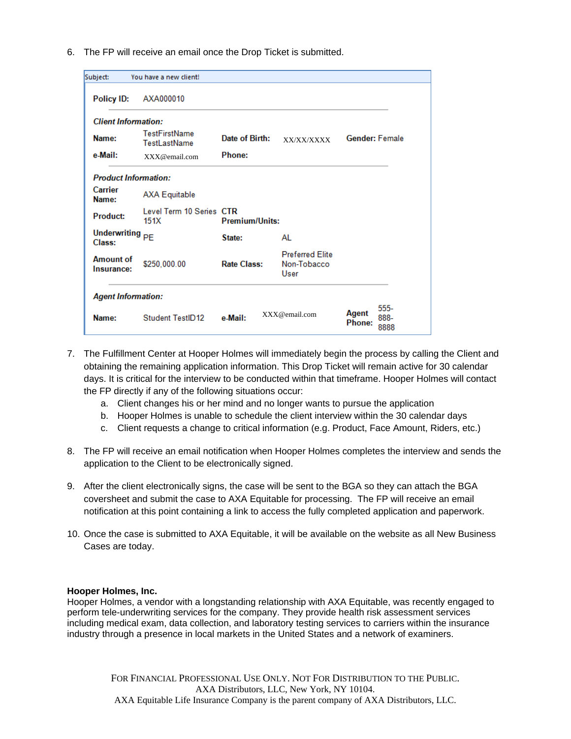6. The FP will receive an email once the Drop Ticket is submitted.

| Subject: | You have a new client! | | | | |
|---|---|---|---|---|---|
| **Policy ID:** | AXA000010 | | | | |
| ***Client Information:*** | | | | | |
| **Name:** | TestFirstName TestLastName | **Date of Birth:** | XX/XX/XXXX | **Gender:** Female | |
| **e-Mail:** | XXX@email.com | **Phone:** | | | |
| ***Product Information:*** | | | | | |
| **Carrier Name:** | AXA Equitable | | | | |
| **Product:** | Level Term 10 Series 151X | **CTR Premium/Units:** | | | |
| **Underwriting Class:** | PE | **State:** | AL | | |
| **Amount of Insurance:** | $250,000.00 | **Rate Class:** | Preferred Elite Non-Tobacco User | | |
| ***Agent Information:*** | | | | | |
| **Name:** | Student TestID12 | **e-Mail:** | XXX@email.com | **Agent Phone:** | 555-888-8888 |

7. The Fulfillment Center at Hooper Holmes will immediately begin the process by calling the Client and obtaining the remaining application information. This Drop Ticket will remain active for 30 calendar days. It is critical for the interview to be conducted within that timeframe. Hooper Holmes will contact the FP directly if any of the following situations occur:
   a. Client changes his or her mind and no longer wants to pursue the application
   b. Hooper Holmes is unable to schedule the client interview within the 30 calendar days
   c. Client requests a change to critical information (e.g. Product, Face Amount, Riders, etc.)

8. The FP will receive an email notification when Hooper Holmes completes the interview and sends the application to the Client to be electronically signed.

9. After the client electronically signs, the case will be sent to the BGA so they can attach the BGA coversheet and submit the case to AXA Equitable for processing. The FP will receive an email notification at this point containing a link to access the fully completed application and paperwork.

10. Once the case is submitted to AXA Equitable, it will be available on the website as all New Business Cases are today.

**Hooper Holmes, Inc.**

Hooper Holmes, a vendor with a longstanding relationship with AXA Equitable, was recently engaged to perform tele-underwriting services for the company. They provide health risk assessment services including medical exam, data collection, and laboratory testing services to carriers within the insurance industry through a presence in local markets in the United States and a network of examiners.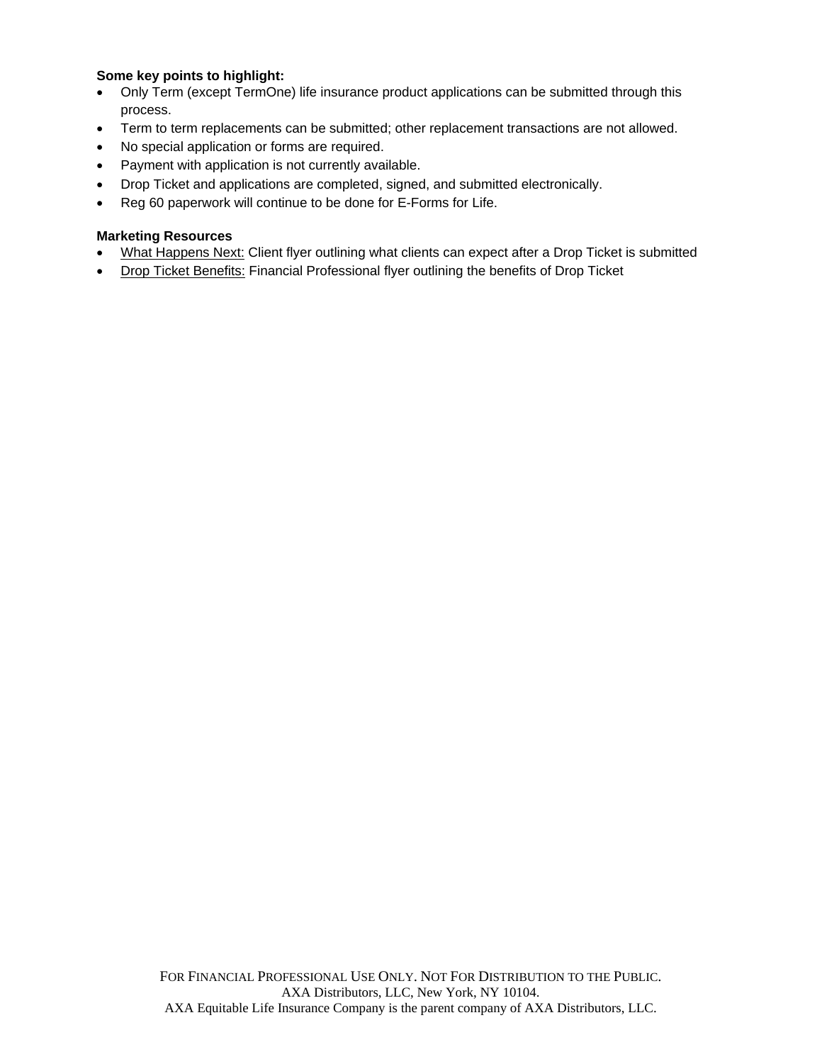**Some key points to highlight:**

- Only Term (except TermOne) life insurance product applications can be submitted through this process.
- Term to term replacements can be submitted; other replacement transactions are not allowed.
- No special application or forms are required.
- Payment with application is not currently available.
- Drop Ticket and applications are completed, signed, and submitted electronically.
- Reg 60 paperwork will continue to be done for E-Forms for Life.

**Marketing Resources**

- What Happens Next: Client flyer outlining what clients can expect after a Drop Ticket is submitted
- Drop Ticket Benefits: Financial Professional flyer outlining the benefits of Drop Ticket

FOR FINANCIAL PROFESSIONAL USE ONLY. NOT FOR DISTRIBUTION TO THE PUBLIC.
AXA Distributors, LLC, New York, NY 10104.
AXA Equitable Life Insurance Company is the parent company of AXA Distributors, LLC.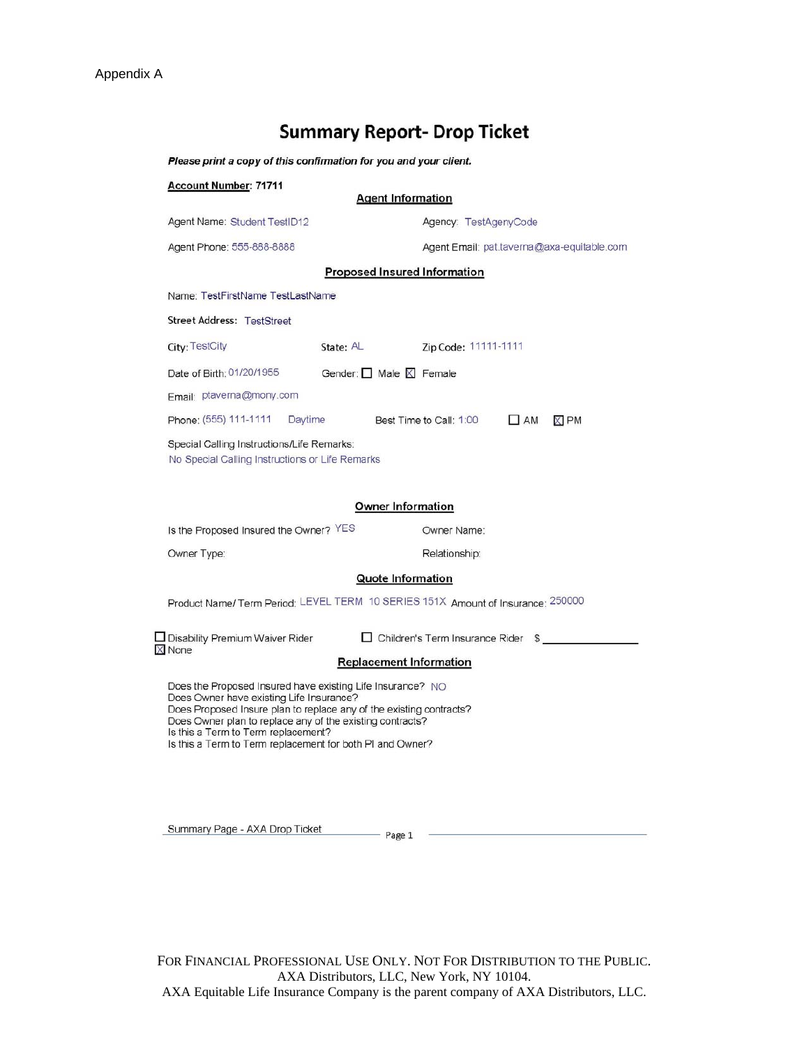Appendix A

# Summary Report- Drop Ticket

***Please print a copy of this confirmation for you and your client.***

**Account Number: 71711**

## Agent Information

Agent Name: Student TestID12

Agency: TestAgenyCode

Agent Phone: 555-888-8888

Agent Email: pat.taverna@axa-equitable.com

## Proposed Insured Information

Name: TestFirstName TestLastName

Street Address: TestStreet

City: TestCity

State: AL

Zip Code: 11111-1111

Date of Birth: 01/20/1955

Gender: ☐ Male ☒ Female

Email: ptaverna@mony.com

Phone: (555) 111-1111 Daytime

Best Time to Call: 1:00 ☐ AM ☒ PM

Special Calling Instructions/Life Remarks:
No Special Calling Instructions or Life Remarks

## Owner Information

Is the Proposed Insured the Owner? YES

Owner Name:

Owner Type:

Relationship:

## Quote Information

Product Name/ Term Period: LEVEL TERM 10 SERIES 151X Amount of Insurance: 250000

☐ Disability Premium Waiver Rider

☐ Children's Term Insurance Rider $ ________________

☒ None

## Replacement Information

Does the Proposed Insured have existing Life Insurance? NO
Does Owner have existing Life Insurance?
Does Proposed Insure plan to replace any of the existing contracts?
Does Owner plan to replace any of the existing contracts?
Is this a Term to Term replacement?
Is this a Term to Term replacement for both PI and Owner?

Summary Page - AXA Drop Ticket

FOR FINANCIAL PROFESSIONAL USE ONLY. NOT FOR DISTRIBUTION TO THE PUBLIC.
AXA Distributors, LLC, New York, NY 10104.
AXA Equitable Life Insurance Company is the parent company of AXA Distributors, LLC.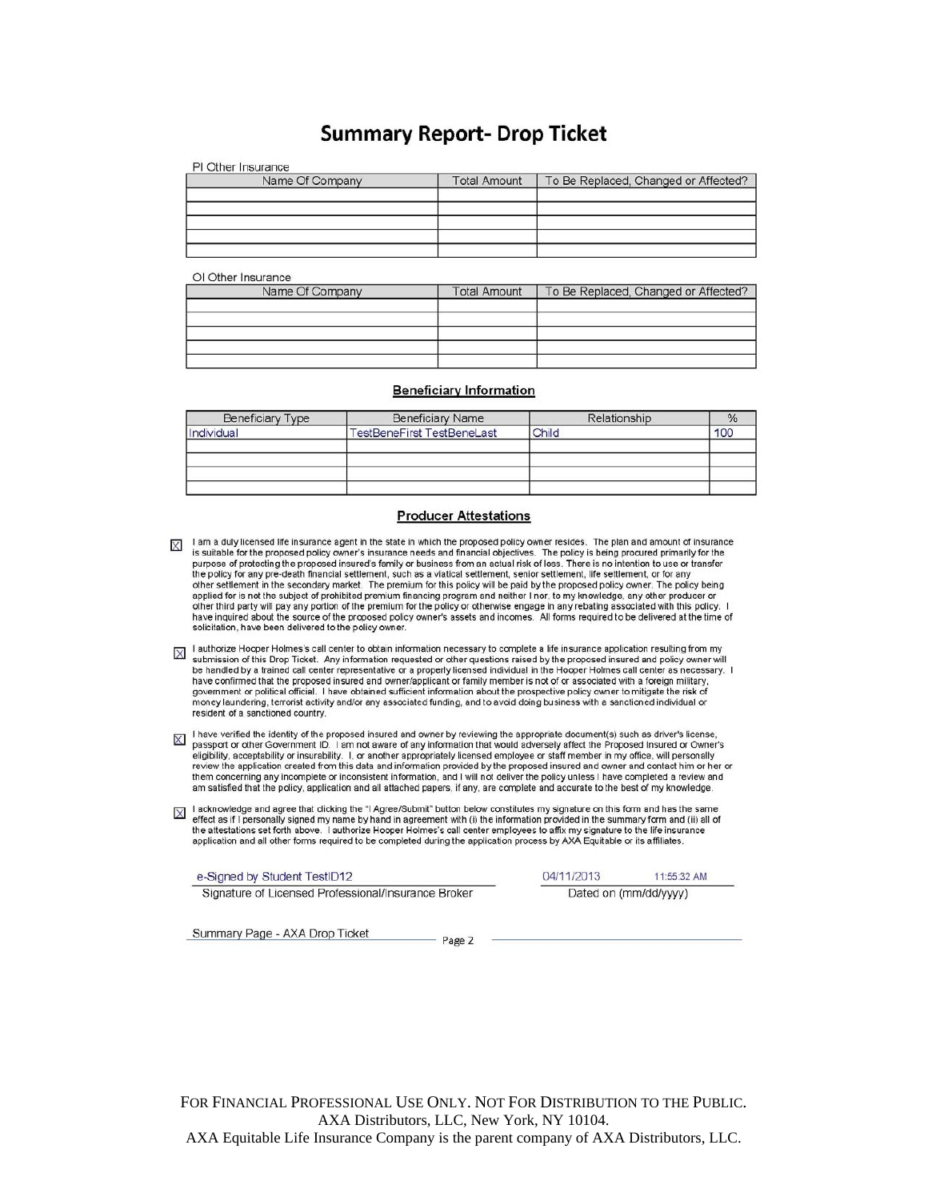# Summary Report- Drop Ticket

PI Other Insurance

| Name Of Company | Total Amount | To Be Replaced, Changed or Affected? |
| --- | --- | --- |
| | | |
| | | |
| | | |
| | | |
| | | |

OI Other Insurance

| Name Of Company | Total Amount | To Be Replaced, Changed or Affected? |
| --- | --- | --- |
| | | |
| | | |
| | | |
| | | |
| | | |

## Beneficiary Information

| Beneficiary Type | Beneficiary Name | Relationship | % |
| --- | --- | --- | --- |
| Individual | TestBeneFirst TestBeneLast | Child | 100 |
| | | | |
| | | | |
| | | | |
| | | | |

## Producer Attestations

☒ I am a duly licensed life insurance agent in the state in which the proposed policy owner resides. The plan and amount of insurance is suitable for the proposed policy owner's insurance needs and financial objectives. The policy is being procured primarily for the purpose of protecting the proposed insured's family or business from an actual risk of loss. There is no intention to use or transfer the policy for any pre-death financial settlement, such as a viatical settlement, senior settlement, life settlement, or for any other settlement in the secondary market. The premium for this policy will be paid by the proposed policy owner. The policy being applied for is not the subject of prohibited premium financing program and neither I nor, to my knowledge, any other producer or other third party will pay any portion of the premium for the policy or otherwise engage in any rebating associated with this policy. I have inquired about the source of the proposed policy owner's assets and incomes. All forms required to be delivered at the time of solicitation, have been delivered to the policy owner.

☒ I authorize Hooper Holmes's call center to obtain information necessary to complete a life insurance application resulting from my submission of this Drop Ticket. Any information requested or other questions raised by the proposed insured and policy owner will be handled by a trained call center representative or a properly licensed individual in the Hooper Holmes call center as necessary. I have confirmed that the proposed insured and owner/applicant or family member is not of or associated with a foreign military, government or political official. I have obtained sufficient information about the prospective policy owner to mitigate the risk of money laundering, terrorist activity and/or any associated funding, and to avoid doing business with a sanctioned individual or resident of a sanctioned country.

☒ I have verified the identity of the proposed insured and owner by reviewing the appropriate document(s) such as driver's license, passport or other Government ID. I am not aware of any information that would adversely affect the Proposed Insured or Owner's eligibility, acceptability or insurability. I, or another appropriately licensed employee or staff member in my office, will personally review the application created from this data and information provided by the proposed insured and owner and contact him or her or them concerning any incomplete or inconsistent information, and I will not deliver the policy unless I have completed a review and am satisfied that the policy, application and all attached papers, if any, are complete and accurate to the best of my knowledge.

☒ I acknowledge and agree that clicking the "I Agree/Submit" button below constitutes my signature on this form and has the same effect as if I personally signed my name by hand in agreement with (i) the information provided in the summary form and (ii) all of the attestations set forth above. I authorize Hooper Holmes's call center employees to affix my signature to the life insurance application and all other forms required to be completed during the application process by AXA Equitable or its affiliates.

e-Signed by Student TestID12 — 04/11/2013 11:55:32 AM

Signature of Licensed Professional/Insurance Broker — Dated on (mm/dd/yyyy)

Summary Page - AXA Drop Ticket

FOR FINANCIAL PROFESSIONAL USE ONLY. NOT FOR DISTRIBUTION TO THE PUBLIC.
AXA Distributors, LLC, New York, NY 10104.
AXA Equitable Life Insurance Company is the parent company of AXA Distributors, LLC.